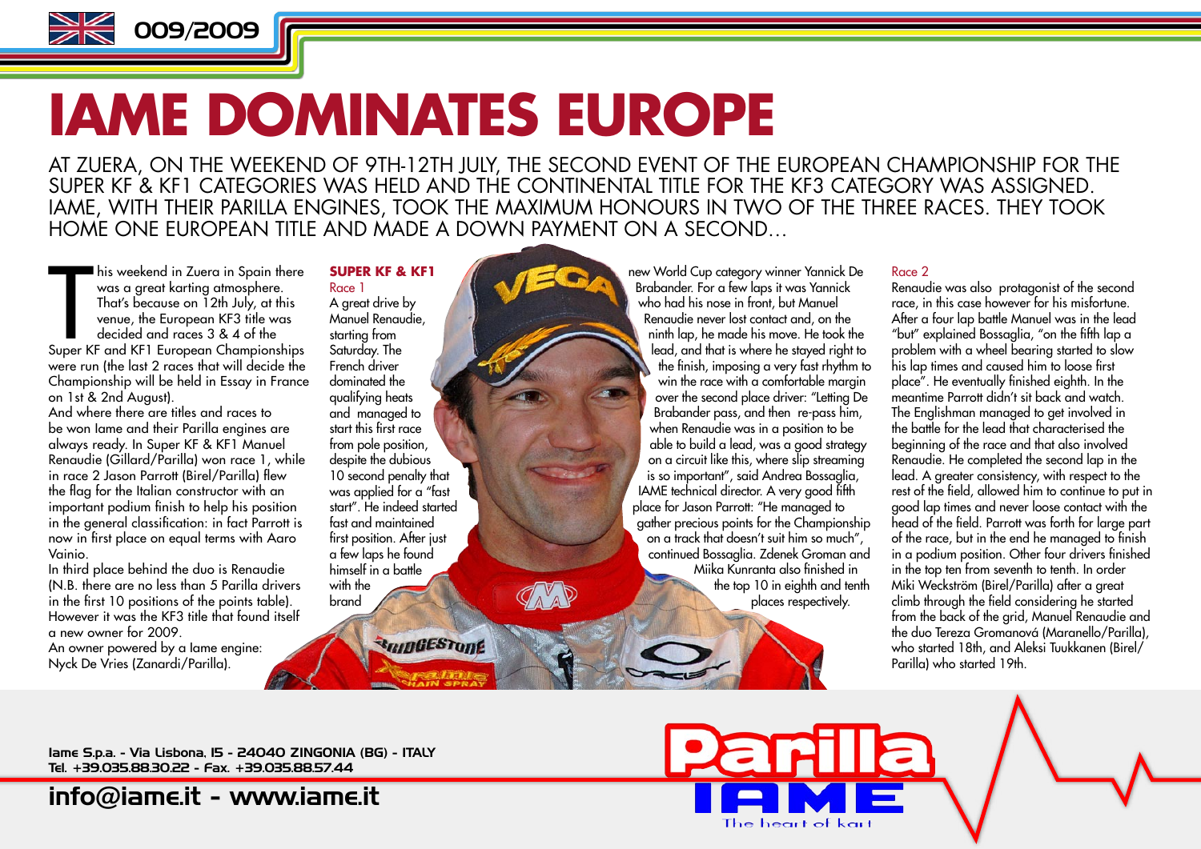# IAME DOMINATES EUROPE

AT ZUERA, ON THE WEEKEND OF 9TH-12TH JULY, THE SECOND EVENT OF THE EUROPEAN CHAMPIONSHIP FOR THE SUPER KF & KF1 CATEGORIES WAS HELD AND THE CONTINENTAL TITLE FOR THE KF3 CATEGORY WAS ASSIGNED. IAME, WITH THEIR PARILLA ENGINES, TOOK THE MAXIMUM HONOURS IN TWO OF THE THREE RACES. THEY TOOK HOME ONE EUROPEAN TITLE AND MADE A DOWN PAYMENT ON A SECOND…

This weekend in Zuera in Spain there was a great karting atmosphere. That's because on 12th July, at this venue, the European KF3 title was decided and races 3 & 4 of the Super KF and KF1 European Championships were run (the last 2 races that will decide the Championship will be held in Essay in France on 1st & 2nd August).
And where there are titles and races to be won Iame and their Parilla engines are always ready. In Super KF & KF1 Manuel Renaudie (Gillard/Parilla) won race 1, while in race 2 Jason Parrott (Birel/Parilla) flew the flag for the Italian constructor with an important podium finish to help his position in the general classification: in fact Parrott is now in first place on equal terms with Aaro Vainio.
In third place behind the duo is Renaudie (N.B. there are no less than 5 Parilla drivers in the first 10 positions of the points table). However it was the KF3 title that found itself a new owner for 2009.
An owner powered by a Iame engine: Nyck De Vries (Zanardi/Parilla).

## SUPER KF & KF1

### Race 1

A great drive by Manuel Renaudie, starting from Saturday. The French driver dominated the qualifying heats and managed to start this first race from pole position, despite the dubious 10 second penalty that was applied for a "fast start". He indeed started fast and maintained first position. After just a few laps he found himself in a battle with the brand new World Cup category winner Yannick De Brabander. For a few laps it was Yannick who had his nose in front, but Manuel Renaudie never lost contact and, on the ninth lap, he made his move. He took the lead, and that is where he stayed right to the finish, imposing a very fast rhythm to win the race with a comfortable margin over the second place driver: "Letting De Brabander pass, and then re-pass him, when Renaudie was in a position to be able to build a lead, was a good strategy on a circuit like this, where slip streaming is so important", said Andrea Bossaglia, IAME technical director. A very good fifth place for Jason Parrott: "He managed to gather precious points for the Championship on a track that doesn't suit him so much", continued Bossaglia. Zdenek Groman and Miika Kunranta also finished in the top 10 in eighth and tenth places respectively.

### Race 2

Renaudie was also protagonist of the second race, in this case however for his misfortune. After a four lap battle Manuel was in the lead "but" explained Bossaglia, "on the fifth lap a problem with a wheel bearing started to slow his lap times and caused him to loose first place". He eventually finished eighth. In the meantime Parrott didn't sit back and watch. The Englishman managed to get involved in the battle for the lead that characterised the beginning of the race and that also involved Renaudie. He completed the second lap in the lead. A greater consistency, with respect to the rest of the field, allowed him to continue to put in good lap times and never loose contact with the head of the field. Parrott was forth for large part of the race, but in the end he managed to finish in a podium position. Other four drivers finished in the top ten from seventh to tenth. In order Miki Weckström (Birel/Parilla) after a great climb through the field considering he started from the back of the grid, Manuel Renaudie and the duo Tereza Gromanová (Maranello/Parilla), who started 18th, and Aleksi Tuukkanen (Birel/Parilla) who started 19th.

Iame S.p.a. - Via Lisbona, 15 - 24040 ZINGONIA (BG) - ITALY
Tel. +39.035.88.30.22 - Fax. +39.035.88.57.44

info@iame.it - www.iame.it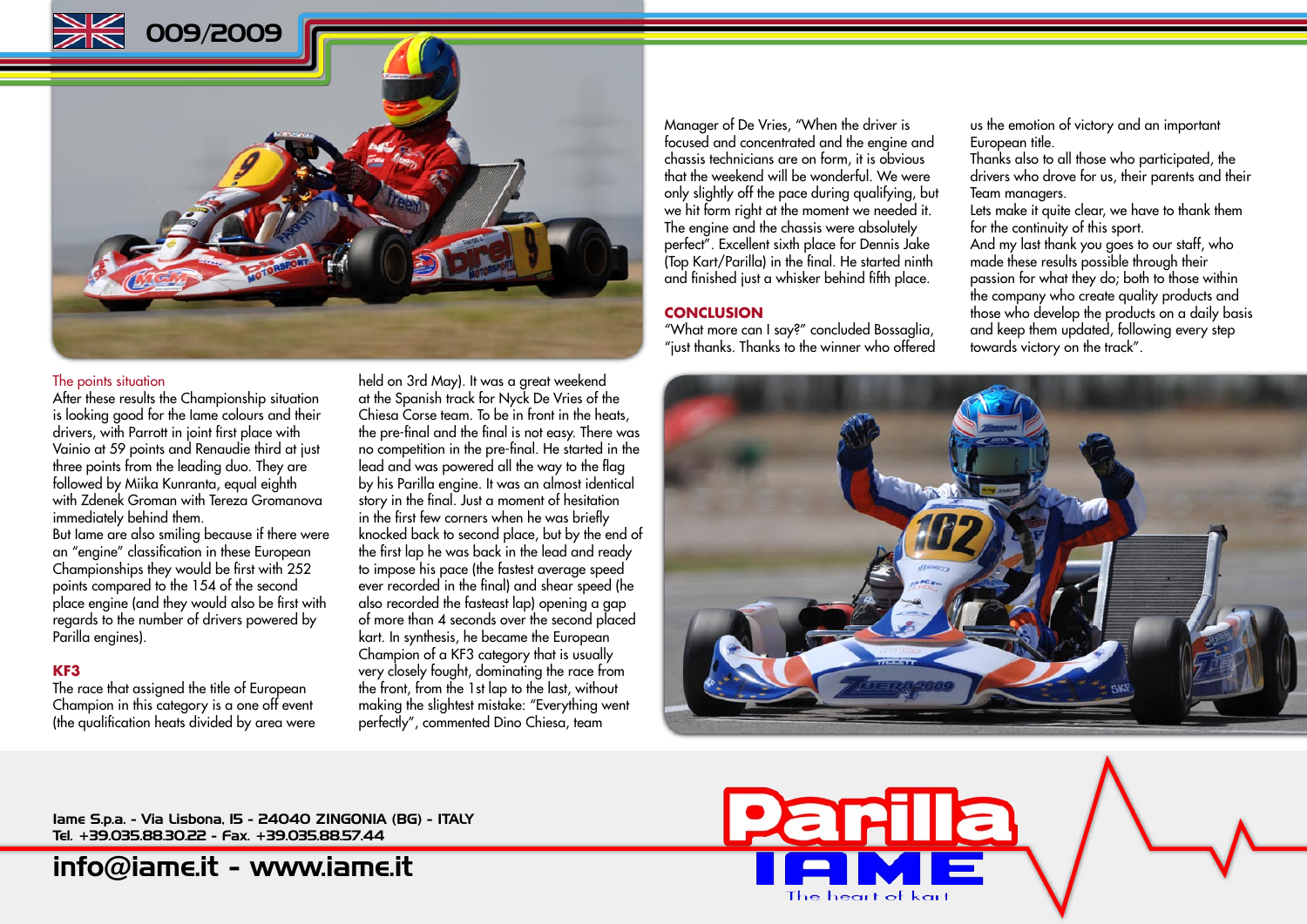#### The points situation

After these results the Championship situation is looking good for the Iame colours and their drivers, with Parrott in joint first place with Vainio at 59 points and Renaudie third at just three points from the leading duo. They are followed by Miika Kunranta, equal eighth with Zdenek Groman with Tereza Gromanova immediately behind them.

But Iame are also smiling because if there were an "engine" classification in these European Championships they would be first with 252 points compared to the 154 of the second place engine (and they would also be first with regards to the number of drivers powered by Parilla engines).

## KF3

The race that assigned the title of European Champion in this category is a one off event (the qualification heats divided by area were held on 3rd May). It was a great weekend at the Spanish track for Nyck De Vries of the Chiesa Corse team. To be in front in the heats, the pre-final and the final is not easy. There was no competition in the pre-final. He started in the lead and was powered all the way to the flag by his Parilla engine. It was an almost identical story in the final. Just a moment of hesitation in the first few corners when he was briefly knocked back to second place, but by the end of the first lap he was back in the lead and ready to impose his pace (the fastest average speed ever recorded in the final) and shear speed (he also recorded the fasteast lap) opening a gap of more than 4 seconds over the second placed kart. In synthesis, he became the European Champion of a KF3 category that is usually very closely fought, dominating the race from the front, from the 1st lap to the last, without making the slightest mistake: "Everything went perfectly", commented Dino Chiesa, team Manager of De Vries, "When the driver is focused and concentrated and the engine and chassis technicians are on form, it is obvious that the weekend will be wonderful. We were only slightly off the pace during qualifying, but we hit form right at the moment we needed it. The engine and the chassis were absolutely perfect". Excellent sixth place for Dennis Jake (Top Kart/Parilla) in the final. He started ninth and finished just a whisker behind fifth place.

## CONCLUSION

"What more can I say?" concluded Bossaglia, "just thanks. Thanks to the winner who offered us the emotion of victory and an important European title.

Thanks also to all those who participated, the drivers who drove for us, their parents and their Team managers.

Lets make it quite clear, we have to thank them for the continuity of this sport.

And my last thank you goes to our staff, who made these results possible through their passion for what they do; both to those within the company who create quality products and those who develop the products on a daily basis and keep them updated, following every step towards victory on the track".

Iame S.p.a. - Via Lisbona, 15 - 24040 ZINGONIA (BG) - ITALY
Tel. +39.035.88.30.22 - Fax. +39.035.88.57.44

info@iame.it - www.iame.it